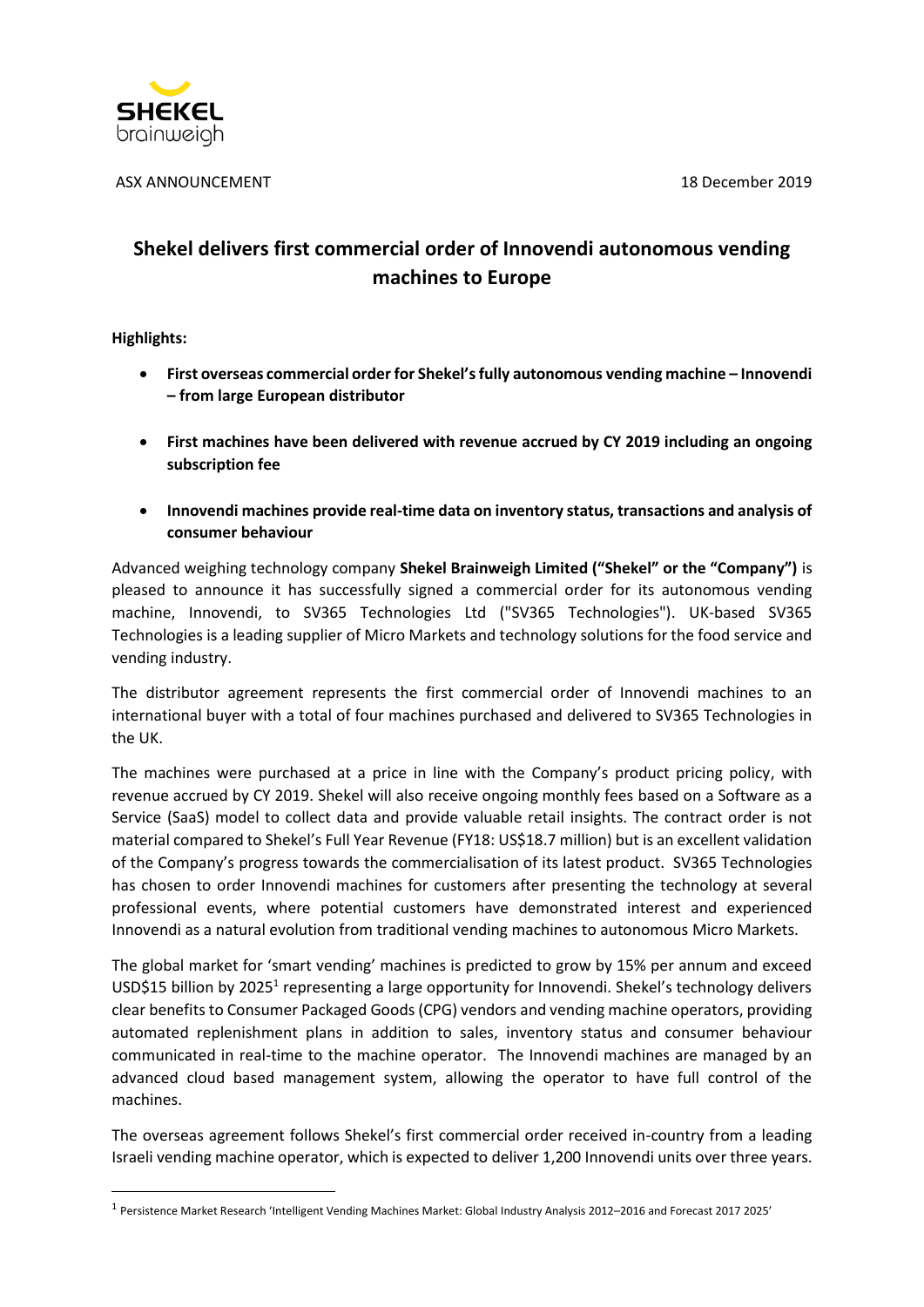ASX ANNOUNCEMENT 18 December 2019

# Shekel delivers first commercial order of Innovendi autonomous vending machines to Europe

**Highlights:**

- **First overseas commercial order for Shekel's fully autonomous vending machine – Innovendi – from large European distributor**
- **First machines have been delivered with revenue accrued by CY 2019 including an ongoing subscription fee**
- **Innovendi machines provide real-time data on inventory status, transactions and analysis of consumer behaviour**

Advanced weighing technology company **Shekel Brainweigh Limited ("Shekel" or the "Company")** is pleased to announce it has successfully signed a commercial order for its autonomous vending machine, Innovendi, to SV365 Technologies Ltd ("SV365 Technologies"). UK-based SV365 Technologies is a leading supplier of Micro Markets and technology solutions for the food service and vending industry.

The distributor agreement represents the first commercial order of Innovendi machines to an international buyer with a total of four machines purchased and delivered to SV365 Technologies in the UK.

The machines were purchased at a price in line with the Company's product pricing policy, with revenue accrued by CY 2019. Shekel will also receive ongoing monthly fees based on a Software as a Service (SaaS) model to collect data and provide valuable retail insights. The contract order is not material compared to Shekel's Full Year Revenue (FY18: US$18.7 million) but is an excellent validation of the Company's progress towards the commercialisation of its latest product. SV365 Technologies has chosen to order Innovendi machines for customers after presenting the technology at several professional events, where potential customers have demonstrated interest and experienced Innovendi as a natural evolution from traditional vending machines to autonomous Micro Markets.

The global market for 'smart vending' machines is predicted to grow by 15% per annum and exceed USD$15 billion by 2025[1] representing a large opportunity for Innovendi. Shekel's technology delivers clear benefits to Consumer Packaged Goods (CPG) vendors and vending machine operators, providing automated replenishment plans in addition to sales, inventory status and consumer behaviour communicated in real-time to the machine operator. The Innovendi machines are managed by an advanced cloud based management system, allowing the operator to have full control of the machines.

The overseas agreement follows Shekel's first commercial order received in-country from a leading Israeli vending machine operator, which is expected to deliver 1,200 Innovendi units over three years.

[1] Persistence Market Research 'Intelligent Vending Machines Market: Global Industry Analysis 2012–2016 and Forecast 2017 2025'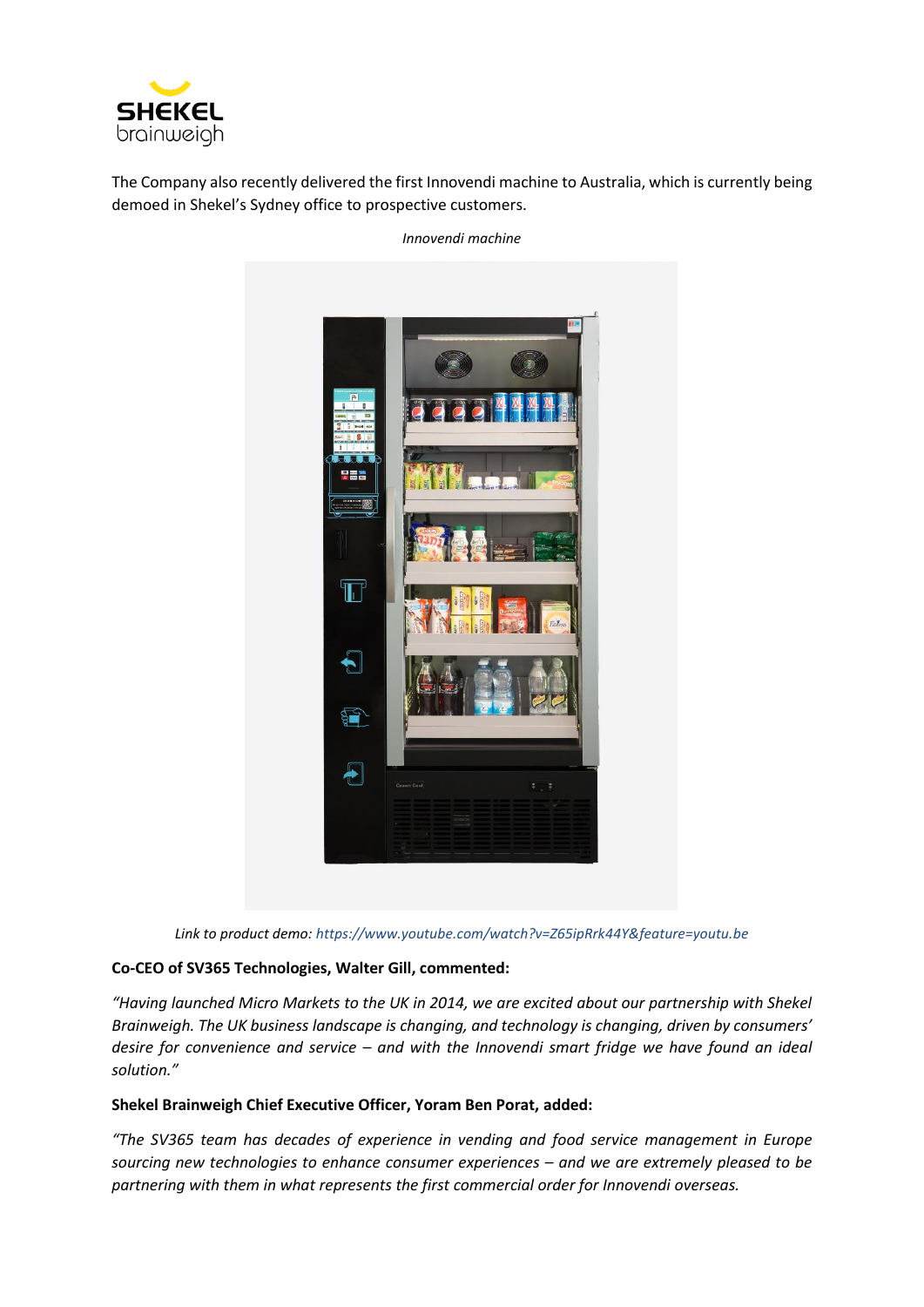The Company also recently delivered the first Innovendi machine to Australia, which is currently being demoed in Shekel's Sydney office to prospective customers.

*Innovendi machine*

*Link to product demo: https://www.youtube.com/watch?v=Z65ipRrk44Y&feature=youtu.be*

**Co-CEO of SV365 Technologies, Walter Gill, commented:**

*"Having launched Micro Markets to the UK in 2014, we are excited about our partnership with Shekel Brainweigh. The UK business landscape is changing, and technology is changing, driven by consumers' desire for convenience and service – and with the Innovendi smart fridge we have found an ideal solution."*

**Shekel Brainweigh Chief Executive Officer, Yoram Ben Porat, added:**

*"The SV365 team has decades of experience in vending and food service management in Europe sourcing new technologies to enhance consumer experiences – and we are extremely pleased to be partnering with them in what represents the first commercial order for Innovendi overseas.*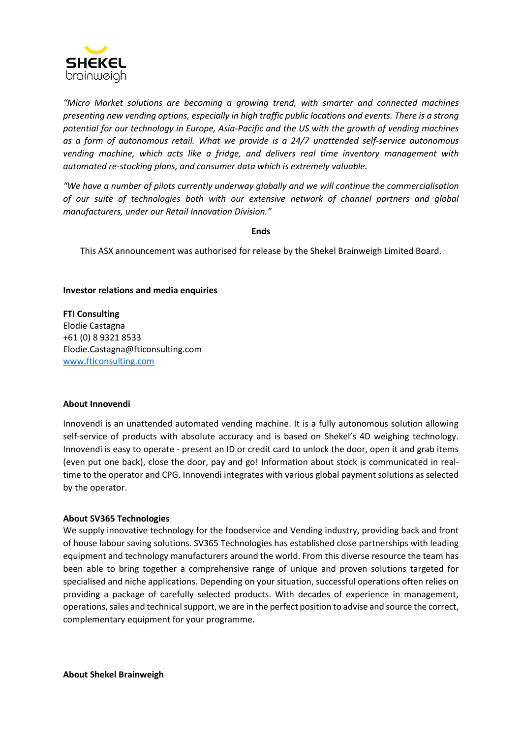*"Micro Market solutions are becoming a growing trend, with smarter and connected machines presenting new vending options, especially in high traffic public locations and events. There is a strong potential for our technology in Europe, Asia-Pacific and the US with the growth of vending machines as a form of autonomous retail. What we provide is a 24/7 unattended self-service autonomous vending machine, which acts like a fridge, and delivers real time inventory management with automated re-stocking plans, and consumer data which is extremely valuable.*

*"We have a number of pilots currently underway globally and we will continue the commercialisation of our suite of technologies both with our extensive network of channel partners and global manufacturers, under our Retail Innovation Division."*

**Ends**

This ASX announcement was authorised for release by the Shekel Brainweigh Limited Board.

**Investor relations and media enquiries**

**FTI Consulting**
Elodie Castagna
+61 (0) 8 9321 8533
Elodie.Castagna@fticonsulting.com
www.fticonsulting.com

**About Innovendi**

Innovendi is an unattended automated vending machine. It is a fully autonomous solution allowing self-service of products with absolute accuracy and is based on Shekel's 4D weighing technology. Innovendi is easy to operate - present an ID or credit card to unlock the door, open it and grab items (even put one back), close the door, pay and go! Information about stock is communicated in real-time to the operator and CPG. Innovendi integrates with various global payment solutions as selected by the operator.

**About SV365 Technologies**

We supply innovative technology for the foodservice and Vending industry, providing back and front of house labour saving solutions. SV365 Technologies has established close partnerships with leading equipment and technology manufacturers around the world. From this diverse resource the team has been able to bring together a comprehensive range of unique and proven solutions targeted for specialised and niche applications. Depending on your situation, successful operations often relies on providing a package of carefully selected products. With decades of experience in management, operations, sales and technical support, we are in the perfect position to advise and source the correct, complementary equipment for your programme.

**About Shekel Brainweigh**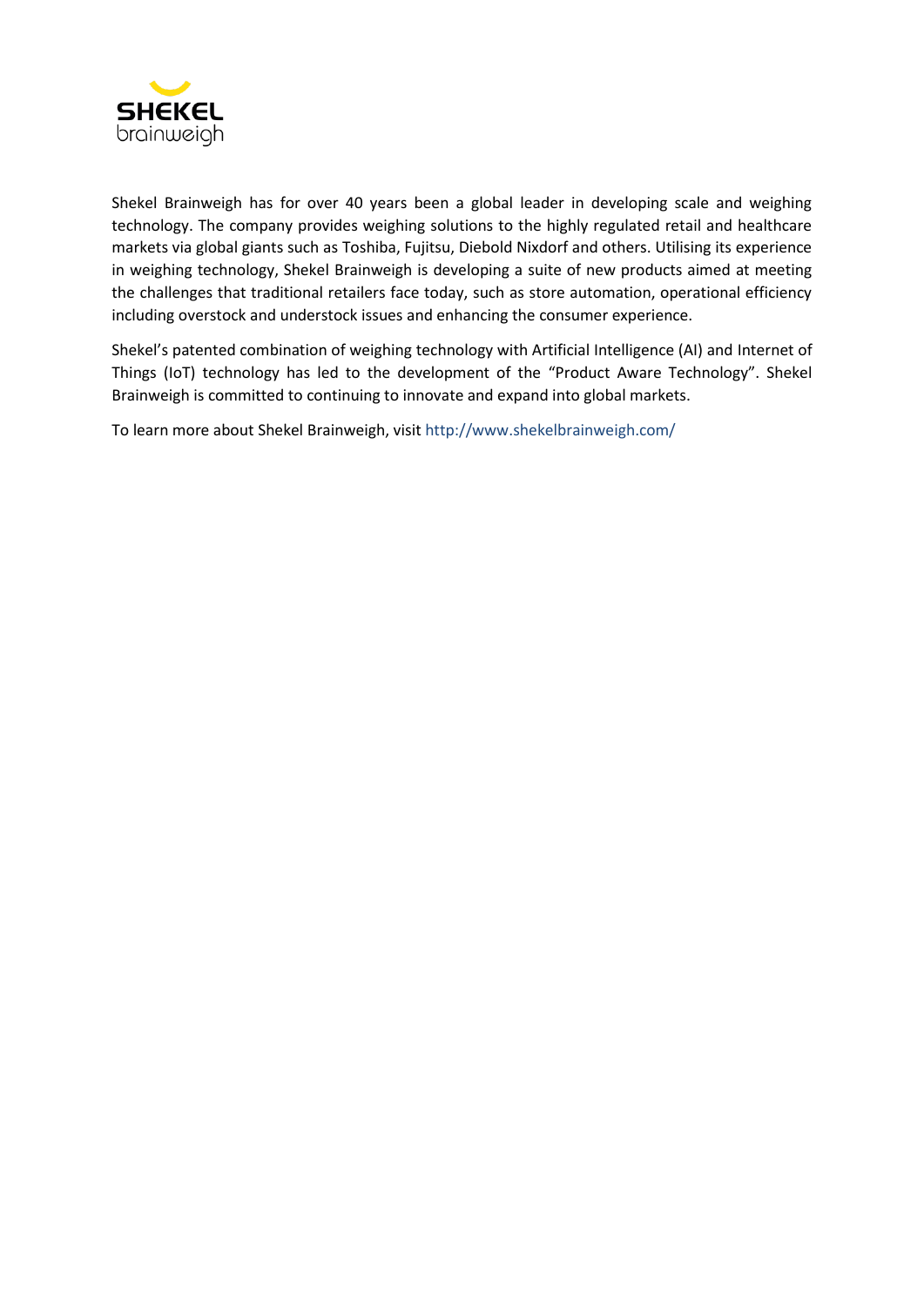Shekel Brainweigh has for over 40 years been a global leader in developing scale and weighing technology. The company provides weighing solutions to the highly regulated retail and healthcare markets via global giants such as Toshiba, Fujitsu, Diebold Nixdorf and others. Utilising its experience in weighing technology, Shekel Brainweigh is developing a suite of new products aimed at meeting the challenges that traditional retailers face today, such as store automation, operational efficiency including overstock and understock issues and enhancing the consumer experience.

Shekel's patented combination of weighing technology with Artificial Intelligence (AI) and Internet of Things (IoT) technology has led to the development of the "Product Aware Technology". Shekel Brainweigh is committed to continuing to innovate and expand into global markets.

To learn more about Shekel Brainweigh, visit http://www.shekelbrainweigh.com/